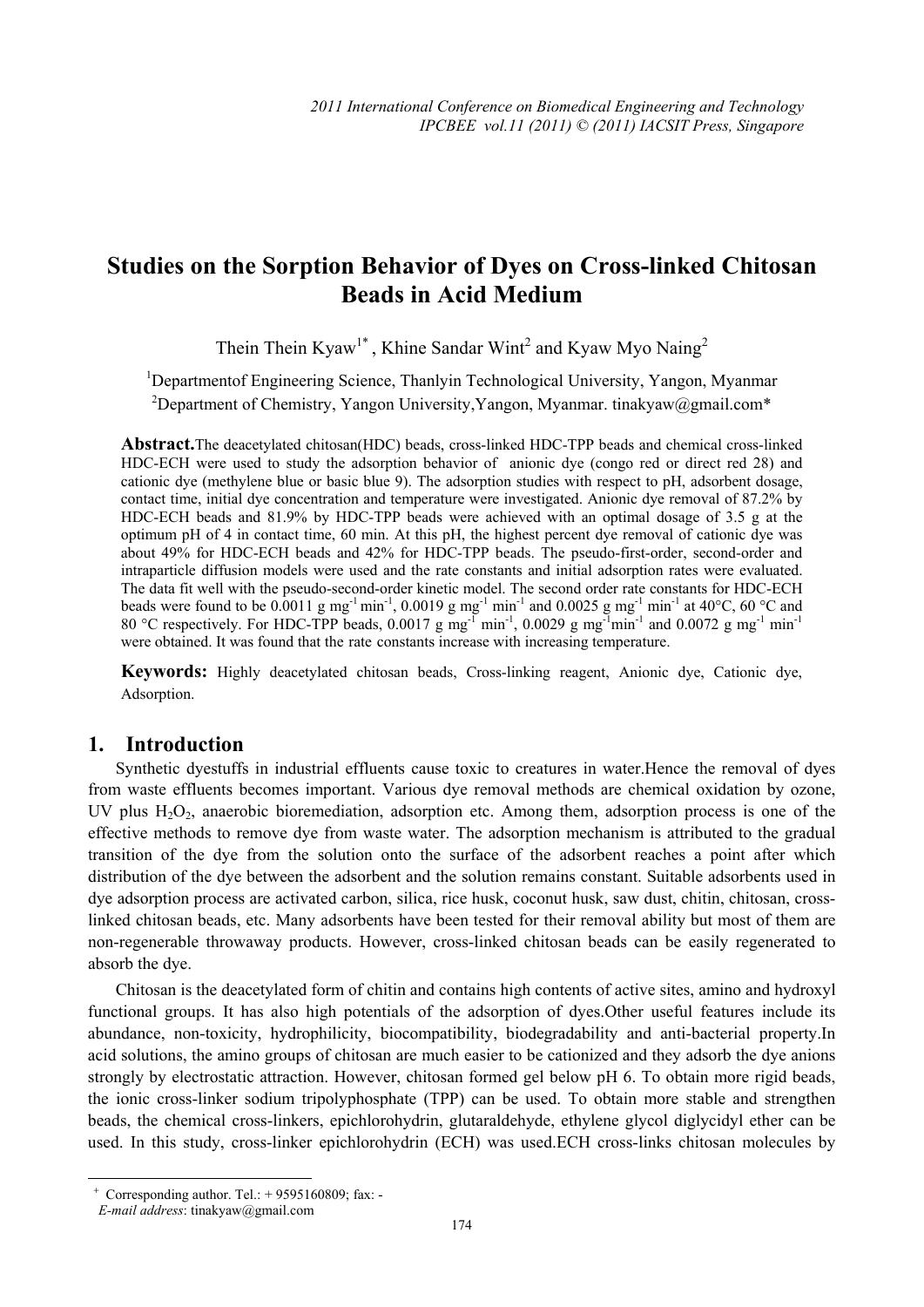# Studies on the Sorption Behavior of Dyes on Cross-linked Chitosan Beads in Acid Medium

Thein Thein Kyaw[1*] , Khine Sandar Wint[2] and Kyaw Myo Naing[2]

[1]Departmentof Engineering Science, Thanlyin Technological University, Yangon, Myanmar

[2]Department of Chemistry, Yangon University,Yangon, Myanmar. tinakyaw@gmail.com*

**Abstract.**The deacetylated chitosan(HDC) beads, cross-linked HDC-TPP beads and chemical cross-linked HDC-ECH were used to study the adsorption behavior of anionic dye (congo red or direct red 28) and cationic dye (methylene blue or basic blue 9). The adsorption studies with respect to pH, adsorbent dosage, contact time, initial dye concentration and temperature were investigated. Anionic dye removal of 87.2% by HDC-ECH beads and 81.9% by HDC-TPP beads were achieved with an optimal dosage of 3.5 g at the optimum pH of 4 in contact time, 60 min. At this pH, the highest percent dye removal of cationic dye was about 49% for HDC-ECH beads and 42% for HDC-TPP beads. The pseudo-first-order, second-order and intraparticle diffusion models were used and the rate constants and initial adsorption rates were evaluated. The data fit well with the pseudo-second-order kinetic model. The second order rate constants for HDC-ECH beads were found to be 0.0011 g $mg^{-1}$ $min^{-1}$, 0.0019 g $mg^{-1}$ $min^{-1}$ and 0.0025 g $mg^{-1}$ $min^{-1}$ at 40°C, 60 °C and 80 °C respectively. For HDC-TPP beads, 0.0017 g $mg^{-1}$ $min^{-1}$, 0.0029 g $mg^{-1}$ $min^{-1}$ and 0.0072 g $mg^{-1}$ $min^{-1}$ were obtained. It was found that the rate constants increase with increasing temperature.

**Keywords:** Highly deacetylated chitosan beads, Cross-linking reagent, Anionic dye, Cationic dye, Adsorption.

## 1. Introduction

Synthetic dyestuffs in industrial effluents cause toxic to creatures in water.Hence the removal of dyes from waste effluents becomes important. Various dye removal methods are chemical oxidation by ozone, UV plus $H_2O_2$, anaerobic bioremediation, adsorption etc. Among them, adsorption process is one of the effective methods to remove dye from waste water. The adsorption mechanism is attributed to the gradual transition of the dye from the solution onto the surface of the adsorbent reaches a point after which distribution of the dye between the adsorbent and the solution remains constant. Suitable adsorbents used in dye adsorption process are activated carbon, silica, rice husk, coconut husk, saw dust, chitin, chitosan, cross-linked chitosan beads, etc. Many adsorbents have been tested for their removal ability but most of them are non-regenerable throwaway products. However, cross-linked chitosan beads can be easily regenerated to absorb the dye.

Chitosan is the deacetylated form of chitin and contains high contents of active sites, amino and hydroxyl functional groups. It has also high potentials of the adsorption of dyes.Other useful features include its abundance, non-toxicity, hydrophilicity, biocompatibility, biodegradability and anti-bacterial property.In acid solutions, the amino groups of chitosan are much easier to be cationized and they adsorb the dye anions strongly by electrostatic attraction. However, chitosan formed gel below pH 6. To obtain more rigid beads, the ionic cross-linker sodium tripolyphosphate (TPP) can be used. To obtain more stable and strengthen beads, the chemical cross-linkers, epichlorohydrin, glutaraldehyde, ethylene glycol diglycidyl ether can be used. In this study, cross-linker epichlorohydrin (ECH) was used.ECH cross-links chitosan molecules by

[+] Corresponding author. Tel.: + 9595160809; fax: -
*E-mail address*: tinakyaw@gmail.com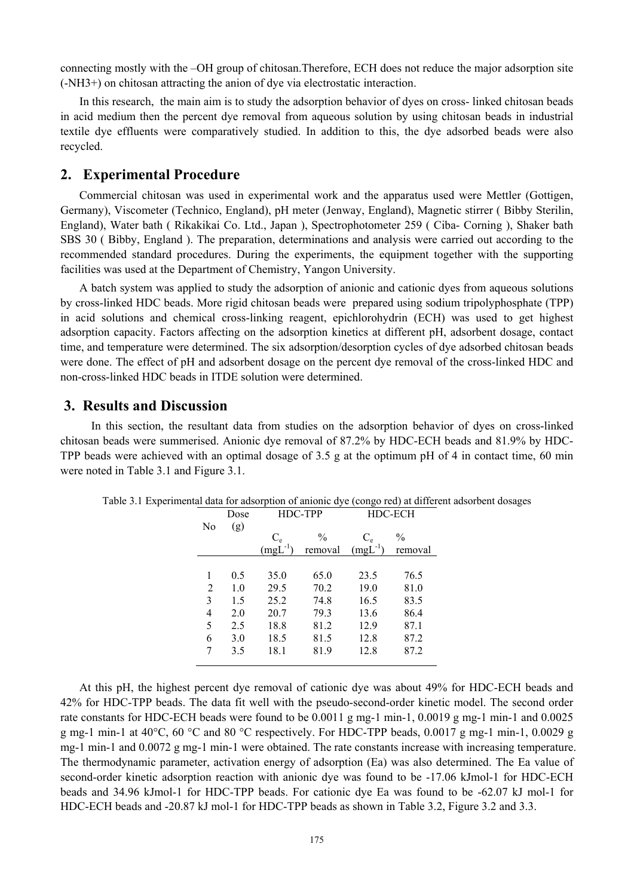connecting mostly with the –OH group of chitosan.Therefore, ECH does not reduce the major adsorption site ($-NH_3^+$) on chitosan attracting the anion of dye via electrostatic interaction.

In this research, the main aim is to study the adsorption behavior of dyes on cross- linked chitosan beads in acid medium then the percent dye removal from aqueous solution by using chitosan beads in industrial textile dye effluents were comparatively studied. In addition to this, the dye adsorbed beads were also recycled.

## 2. Experimental Procedure

Commercial chitosan was used in experimental work and the apparatus used were Mettler (Gottigen, Germany), Viscometer (Technico, England), pH meter (Jenway, England), Magnetic stirrer ( Bibby Sterilin, England), Water bath ( Rikakikai Co. Ltd., Japan ), Spectrophotometer 259 ( Ciba- Corning ), Shaker bath SBS 30 ( Bibby, England ). The preparation, determinations and analysis were carried out according to the recommended standard procedures. During the experiments, the equipment together with the supporting facilities was used at the Department of Chemistry, Yangon University.

A batch system was applied to study the adsorption of anionic and cationic dyes from aqueous solutions by cross-linked HDC beads. More rigid chitosan beads were prepared using sodium tripolyphosphate (TPP) in acid solutions and chemical cross-linking reagent, epichlorohydrin (ECH) was used to get highest adsorption capacity. Factors affecting on the adsorption kinetics at different pH, adsorbent dosage, contact time, and temperature were determined. The six adsorption/desorption cycles of dye adsorbed chitosan beads were done. The effect of pH and adsorbent dosage on the percent dye removal of the cross-linked HDC and non-cross-linked HDC beads in ITDE solution were determined.

## 3. Results and Discussion

In this section, the resultant data from studies on the adsorption behavior of dyes on cross-linked chitosan beads were summerised. Anionic dye removal of 87.2% by HDC-ECH beads and 81.9% by HDC-TPP beads were achieved with an optimal dosage of 3.5 g at the optimum pH of 4 in contact time, 60 min were noted in Table 3.1 and Figure 3.1.

Table 3.1 Experimental data for adsorption of anionic dye (congo red) at different adsorbent dosages

| No | Dose (g) | HDC-TPP | | HDC-ECH | |
|---|---|---|---|---|---|
| | | $C_e$ ($mgL^{-1}$) | % removal | $C_e$ ($mgL^{-1}$) | % removal |
| 1 | 0.5 | 35.0 | 65.0 | 23.5 | 76.5 |
| 2 | 1.0 | 29.5 | 70.2 | 19.0 | 81.0 |
| 3 | 1.5 | 25.2 | 74.8 | 16.5 | 83.5 |
| 4 | 2.0 | 20.7 | 79.3 | 13.6 | 86.4 |
| 5 | 2.5 | 18.8 | 81.2 | 12.9 | 87.1 |
| 6 | 3.0 | 18.5 | 81.5 | 12.8 | 87.2 |
| 7 | 3.5 | 18.1 | 81.9 | 12.8 | 87.2 |

At this pH, the highest percent dye removal of cationic dye was about 49% for HDC-ECH beads and 42% for HDC-TPP beads. The data fit well with the pseudo-second-order kinetic model. The second order rate constants for HDC-ECH beads were found to be 0.0011 g $mg^{-1}$ $min^{-1}$, 0.0019 g $mg^{-1}$ $min^{-1}$ and 0.0025 g $mg^{-1}$ $min^{-1}$ at 40°C, 60 °C and 80 °C respectively. For HDC-TPP beads, 0.0017 g $mg^{-1}$ $min^{-1}$, 0.0029 g $mg^{-1}$ $min^{-1}$ and 0.0072 g $mg^{-1}$ $min^{-1}$ were obtained. The rate constants increase with increasing temperature. The thermodynamic parameter, activation energy of adsorption ($E_a$) was also determined. The $E_a$ value of second-order kinetic adsorption reaction with anionic dye was found to be -17.06 $kJmol^{-1}$ for HDC-ECH beads and 34.96 $kJmol^{-1}$ for HDC-TPP beads. For cationic dye $E_a$ was found to be -62.07 kJ $mol^{-1}$ for HDC-ECH beads and -20.87 kJ $mol^{-1}$ for HDC-TPP beads as shown in Table 3.2, Figure 3.2 and 3.3.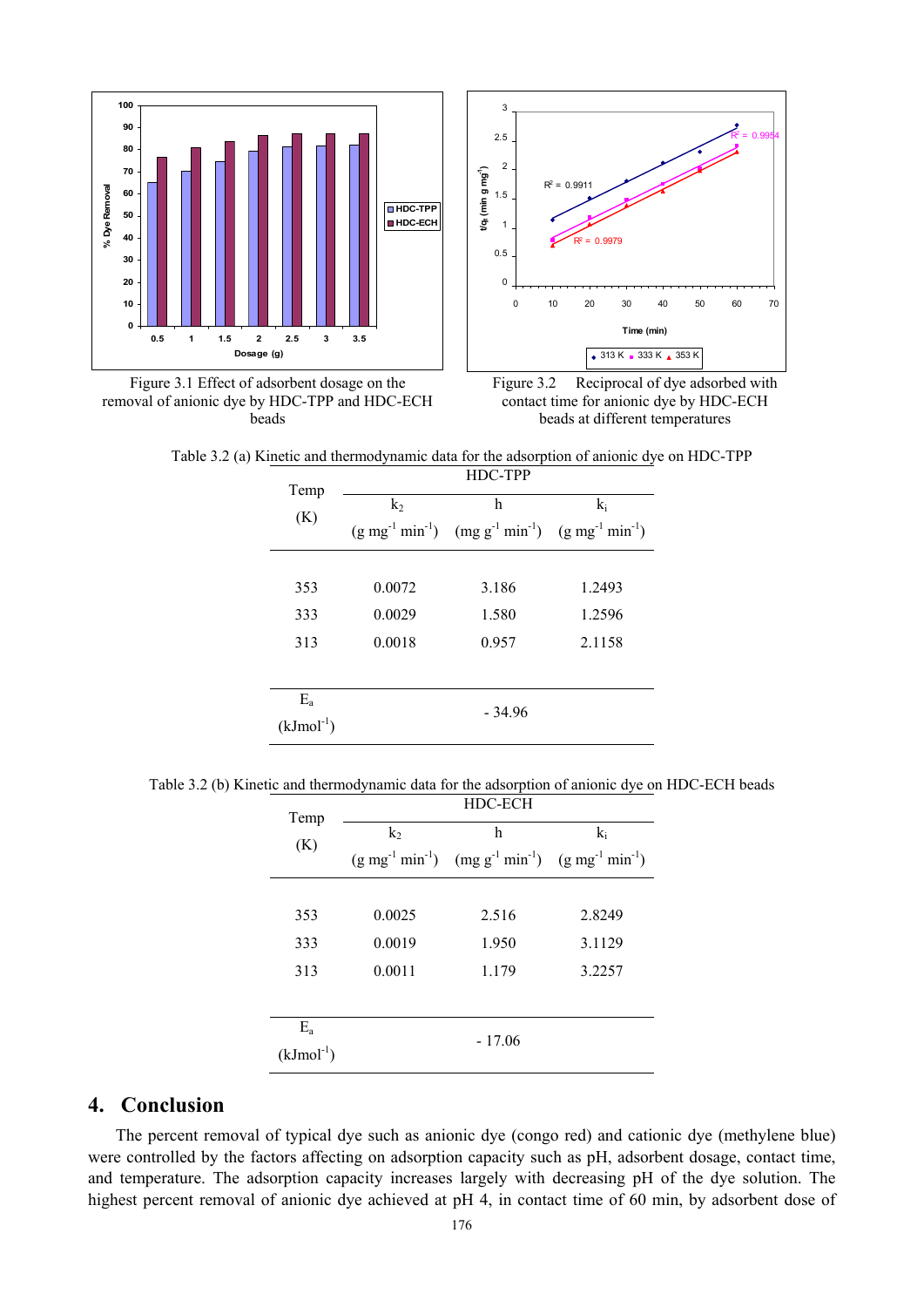Figure 3.1 Effect of adsorbent dosage on the removal of anionic dye by HDC-TPP and HDC-ECH beads

Figure 3.2 Reciprocal of dye adsorbed with contact time for anionic dye by HDC-ECH beads at different temperatures

Table 3.2 (a) Kinetic and thermodynamic data for the adsorption of anionic dye on HDC-TPP

| Temp (K) | HDC-TPP | | |
|---|---|---|---|
| | $k_2$ (g mg$^{-1}$ min$^{-1}$) | h (mg g$^{-1}$ min$^{-1}$) | $k_i$ (g mg$^{-1}$ min$^{-1}$) |
| 353 | 0.0072 | 3.186 | 1.2493 |
| 333 | 0.0029 | 1.580 | 1.2596 |
| 313 | 0.0018 | 0.957 | 2.1158 |
| $E_a$ (kJmol$^{-1}$) | - 34.96 | | |

Table 3.2 (b) Kinetic and thermodynamic data for the adsorption of anionic dye on HDC-ECH beads

| Temp (K) | HDC-ECH | | |
|---|---|---|---|
| | $k_2$ (g mg$^{-1}$ min$^{-1}$) | h (mg g$^{-1}$ min$^{-1}$) | $k_i$ (g mg$^{-1}$ min$^{-1}$) |
| 353 | 0.0025 | 2.516 | 2.8249 |
| 333 | 0.0019 | 1.950 | 3.1129 |
| 313 | 0.0011 | 1.179 | 3.2257 |
| $E_a$ (kJmol$^{-1}$) | - 17.06 | | |

## 4. Conclusion

The percent removal of typical dye such as anionic dye (congo red) and cationic dye (methylene blue) were controlled by the factors affecting on adsorption capacity such as pH, adsorbent dosage, contact time, and temperature. The adsorption capacity increases largely with decreasing pH of the dye solution. The highest percent removal of anionic dye achieved at pH 4, in contact time of 60 min, by adsorbent dose of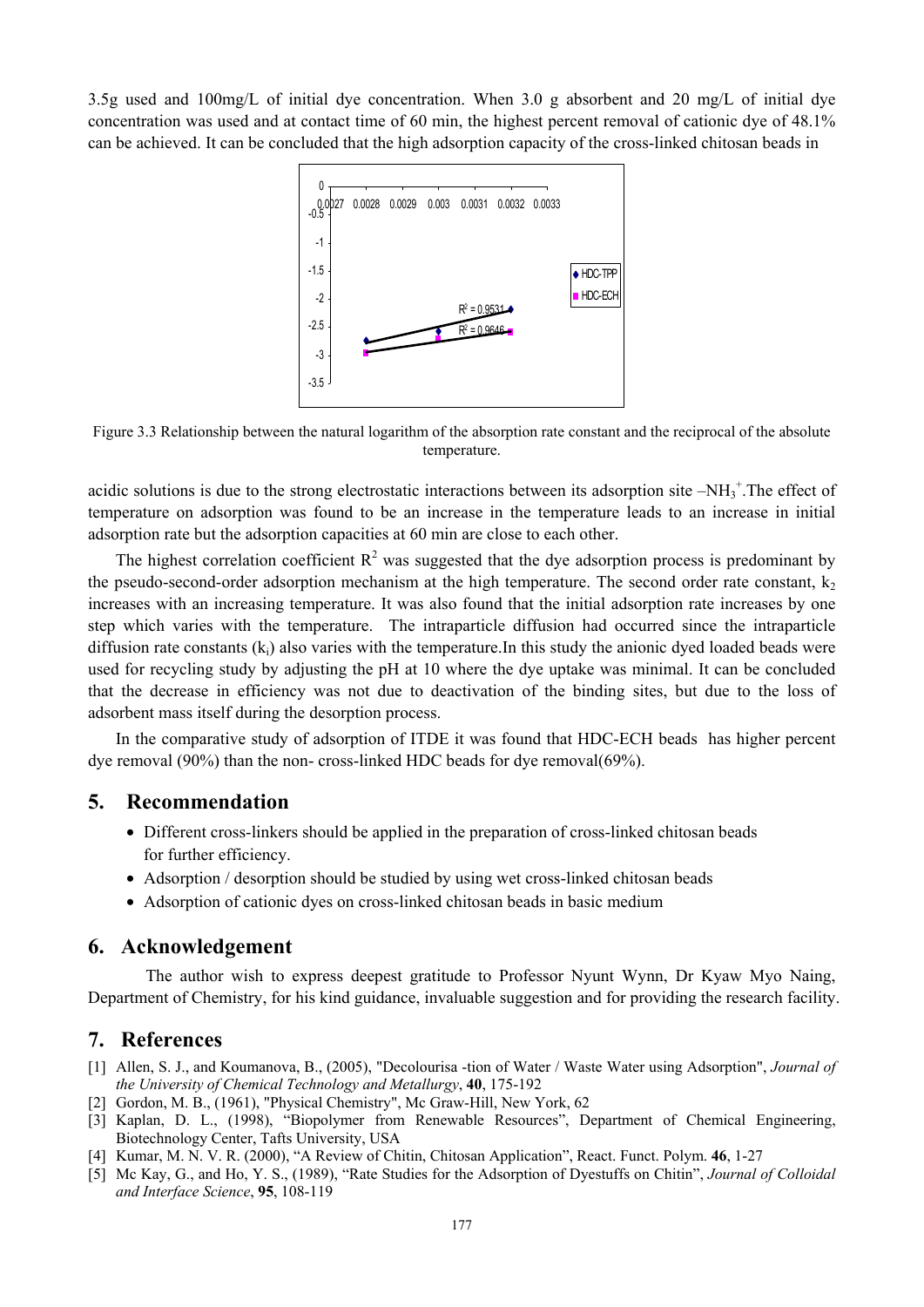3.5g used and 100mg/L of initial dye concentration. When 3.0 g absorbent and 20 mg/L of initial dye concentration was used and at contact time of 60 min, the highest percent removal of cationic dye of 48.1% can be achieved. It can be concluded that the high adsorption capacity of the cross-linked chitosan beads in

Figure 3.3 Relationship between the natural logarithm of the absorption rate constant and the reciprocal of the absolute temperature.

acidic solutions is due to the strong electrostatic interactions between its adsorption site $–NH_3^+$.The effect of temperature on adsorption was found to be an increase in the temperature leads to an increase in initial adsorption rate but the adsorption capacities at 60 min are close to each other.

The highest correlation coefficient $R^2$ was suggested that the dye adsorption process is predominant by the pseudo-second-order adsorption mechanism at the high temperature. The second order rate constant, $k_2$ increases with an increasing temperature. It was also found that the initial adsorption rate increases by one step which varies with the temperature. The intraparticle diffusion had occurred since the intraparticle diffusion rate constants ($k_i$) also varies with the temperature.In this study the anionic dyed loaded beads were used for recycling study by adjusting the pH at 10 where the dye uptake was minimal. It can be concluded that the decrease in efficiency was not due to deactivation of the binding sites, but due to the loss of adsorbent mass itself during the desorption process.

In the comparative study of adsorption of ITDE it was found that HDC-ECH beads has higher percent dye removal (90%) than the non- cross-linked HDC beads for dye removal(69%).

## 5. Recommendation

- Different cross-linkers should be applied in the preparation of cross-linked chitosan beads for further efficiency.
- Adsorption / desorption should be studied by using wet cross-linked chitosan beads
- Adsorption of cationic dyes on cross-linked chitosan beads in basic medium

## 6. Acknowledgement

The author wish to express deepest gratitude to Professor Nyunt Wynn, Dr Kyaw Myo Naing, Department of Chemistry, for his kind guidance, invaluable suggestion and for providing the research facility.

## 7. References

[1] Allen, S. J., and Koumanova, B., (2005), "Decolourisa -tion of Water / Waste Water using Adsorption", *Journal of the University of Chemical Technology and Metallurgy*, **40**, 175-192

[2] Gordon, M. B., (1961), "Physical Chemistry", Mc Graw-Hill, New York, 62

[3] Kaplan, D. L., (1998), "Biopolymer from Renewable Resources", Department of Chemical Engineering, Biotechnology Center, Tafts University, USA

[4] Kumar, M. N. V. R. (2000), "A Review of Chitin, Chitosan Application", React. Funct. Polym. **46**, 1-27

[5] Mc Kay, G., and Ho, Y. S., (1989), "Rate Studies for the Adsorption of Dyestuffs on Chitin", *Journal of Colloidal and Interface Science*, **95**, 108-119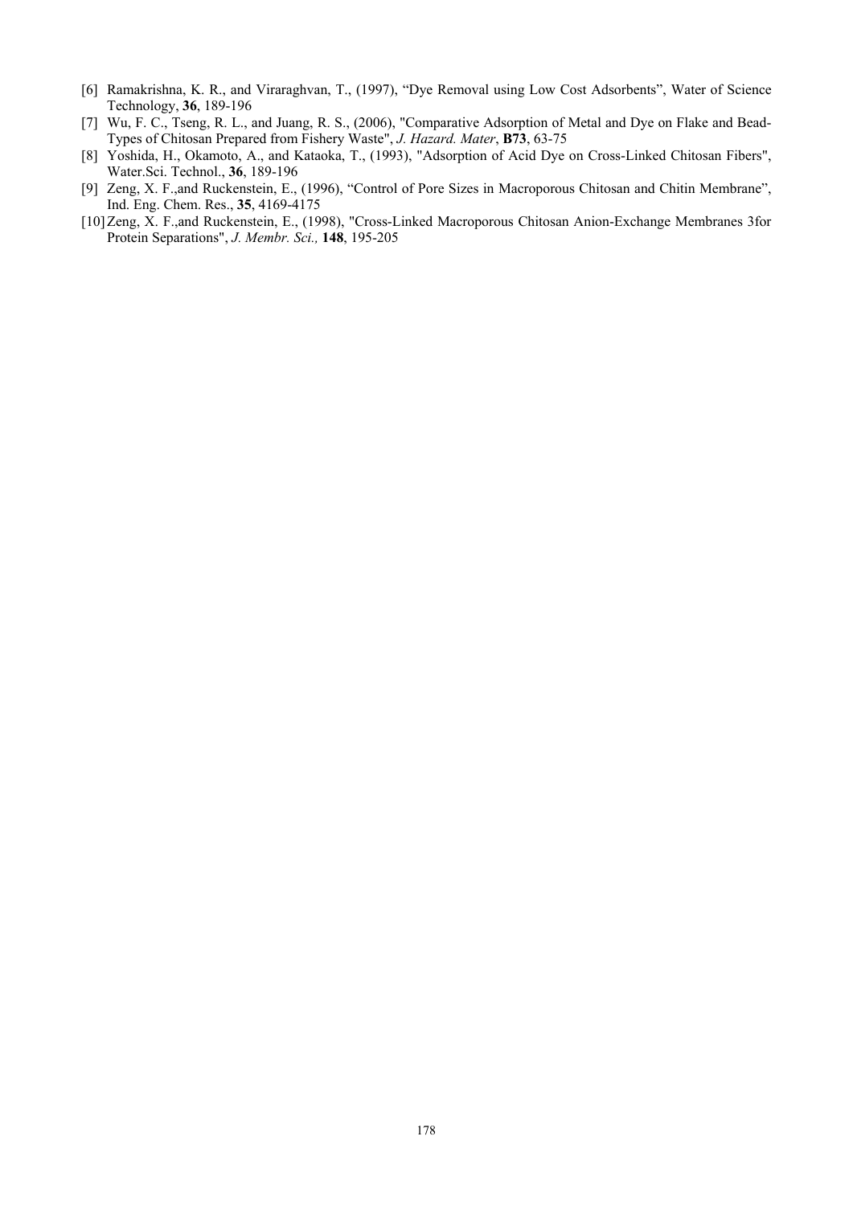[6] Ramakrishna, K. R., and Viraraghvan, T., (1997), “Dye Removal using Low Cost Adsorbents”, Water of Science Technology, **36**, 189-196

[7] Wu, F. C., Tseng, R. L., and Juang, R. S., (2006), "Comparative Adsorption of Metal and Dye on Flake and Bead-Types of Chitosan Prepared from Fishery Waste", *J. Hazard. Mater*, **B73**, 63-75

[8] Yoshida, H., Okamoto, A., and Kataoka, T., (1993), "Adsorption of Acid Dye on Cross-Linked Chitosan Fibers", Water.Sci. Technol., **36**, 189-196

[9] Zeng, X. F.,and Ruckenstein, E., (1996), “Control of Pore Sizes in Macroporous Chitosan and Chitin Membrane”, Ind. Eng. Chem. Res., **35**, 4169-4175

[10] Zeng, X. F.,and Ruckenstein, E., (1998), "Cross-Linked Macroporous Chitosan Anion-Exchange Membranes 3for Protein Separations", *J. Membr. Sci.,* **148**, 195-205